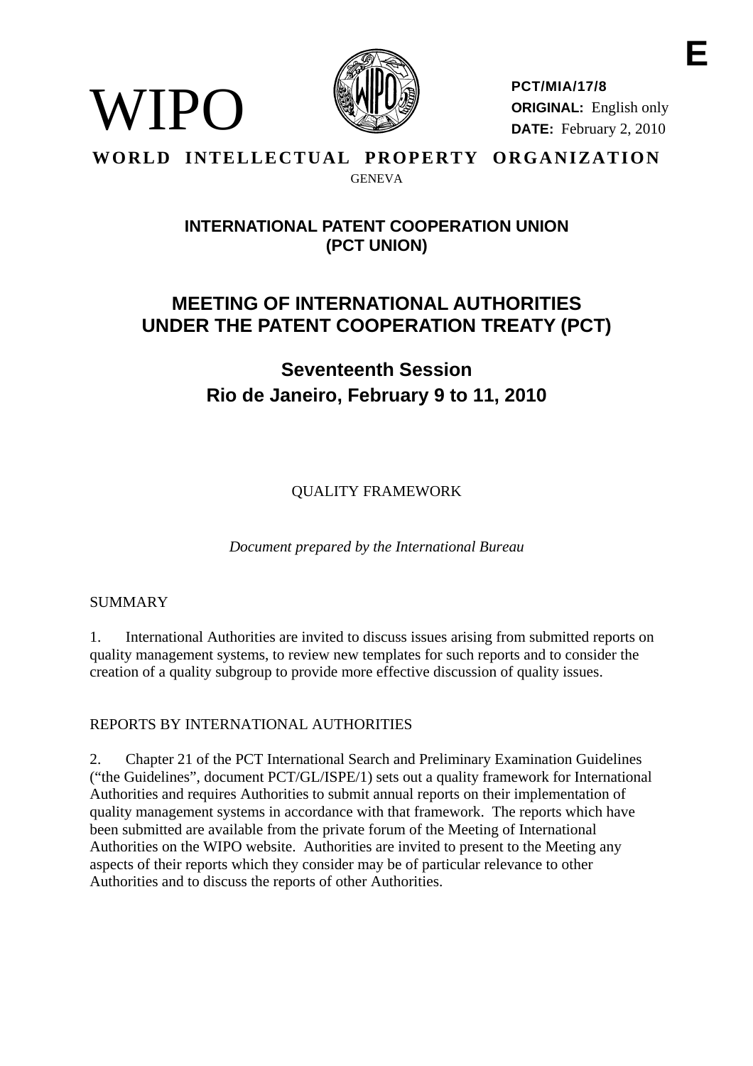E

WIPO

**PCT/MIA/17/8**
**ORIGINAL:** English only
**DATE:** February 2, 2010

**WORLD INTELLECTUAL PROPERTY ORGANIZATION**
GENEVA

## INTERNATIONAL PATENT COOPERATION UNION (PCT UNION)

# MEETING OF INTERNATIONAL AUTHORITIES UNDER THE PATENT COOPERATION TREATY (PCT)

## Seventeenth Session
## Rio de Janeiro, February 9 to 11, 2010

QUALITY FRAMEWORK

*Document prepared by the International Bureau*

SUMMARY

1. International Authorities are invited to discuss issues arising from submitted reports on quality management systems, to review new templates for such reports and to consider the creation of a quality subgroup to provide more effective discussion of quality issues.

REPORTS BY INTERNATIONAL AUTHORITIES

2. Chapter 21 of the PCT International Search and Preliminary Examination Guidelines ("the Guidelines", document PCT/GL/ISPE/1) sets out a quality framework for International Authorities and requires Authorities to submit annual reports on their implementation of quality management systems in accordance with that framework. The reports which have been submitted are available from the private forum of the Meeting of International Authorities on the WIPO website. Authorities are invited to present to the Meeting any aspects of their reports which they consider may be of particular relevance to other Authorities and to discuss the reports of other Authorities.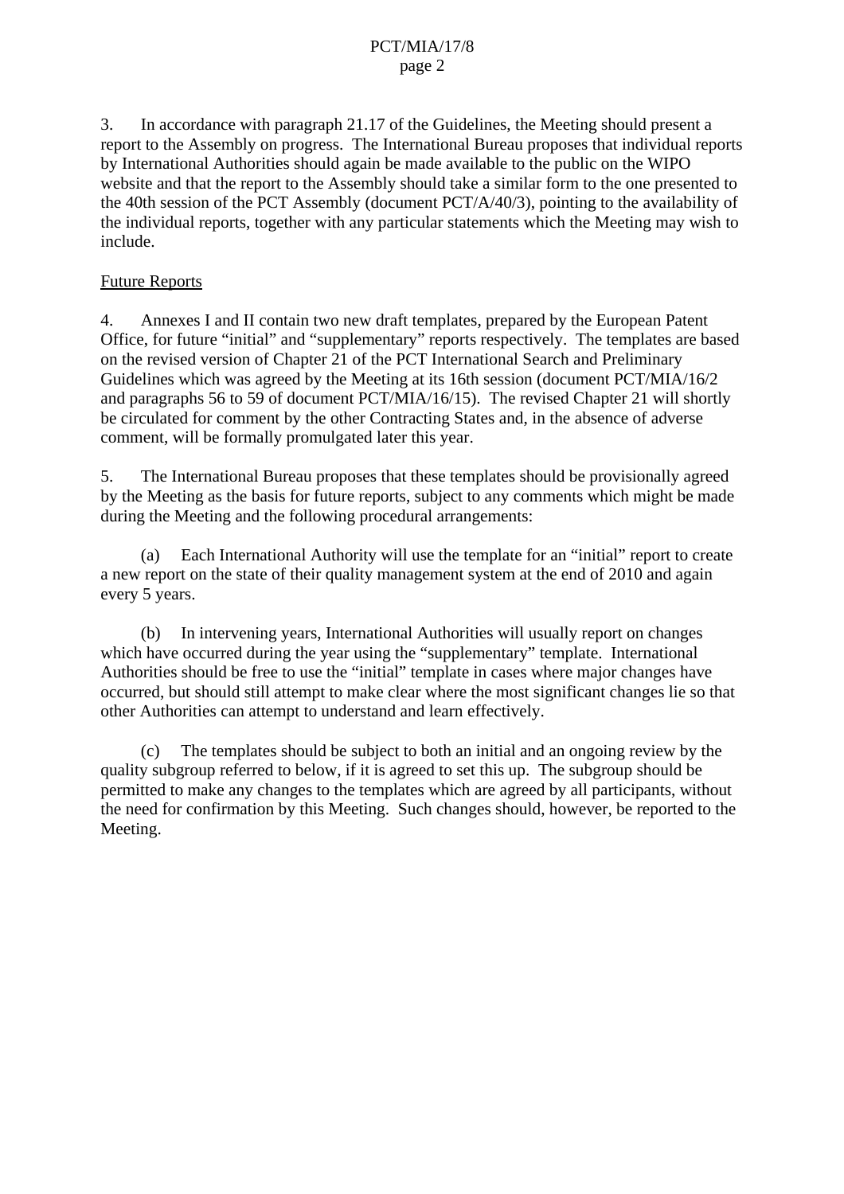3. In accordance with paragraph 21.17 of the Guidelines, the Meeting should present a report to the Assembly on progress. The International Bureau proposes that individual reports by International Authorities should again be made available to the public on the WIPO website and that the report to the Assembly should take a similar form to the one presented to the 40th session of the PCT Assembly (document PCT/A/40/3), pointing to the availability of the individual reports, together with any particular statements which the Meeting may wish to include.

## Future Reports

4. Annexes I and II contain two new draft templates, prepared by the European Patent Office, for future "initial" and "supplementary" reports respectively. The templates are based on the revised version of Chapter 21 of the PCT International Search and Preliminary Guidelines which was agreed by the Meeting at its 16th session (document PCT/MIA/16/2 and paragraphs 56 to 59 of document PCT/MIA/16/15). The revised Chapter 21 will shortly be circulated for comment by the other Contracting States and, in the absence of adverse comment, will be formally promulgated later this year.

5. The International Bureau proposes that these templates should be provisionally agreed by the Meeting as the basis for future reports, subject to any comments which might be made during the Meeting and the following procedural arrangements:

(a) Each International Authority will use the template for an "initial" report to create a new report on the state of their quality management system at the end of 2010 and again every 5 years.

(b) In intervening years, International Authorities will usually report on changes which have occurred during the year using the "supplementary" template. International Authorities should be free to use the "initial" template in cases where major changes have occurred, but should still attempt to make clear where the most significant changes lie so that other Authorities can attempt to understand and learn effectively.

(c) The templates should be subject to both an initial and an ongoing review by the quality subgroup referred to below, if it is agreed to set this up. The subgroup should be permitted to make any changes to the templates which are agreed by all participants, without the need for confirmation by this Meeting. Such changes should, however, be reported to the Meeting.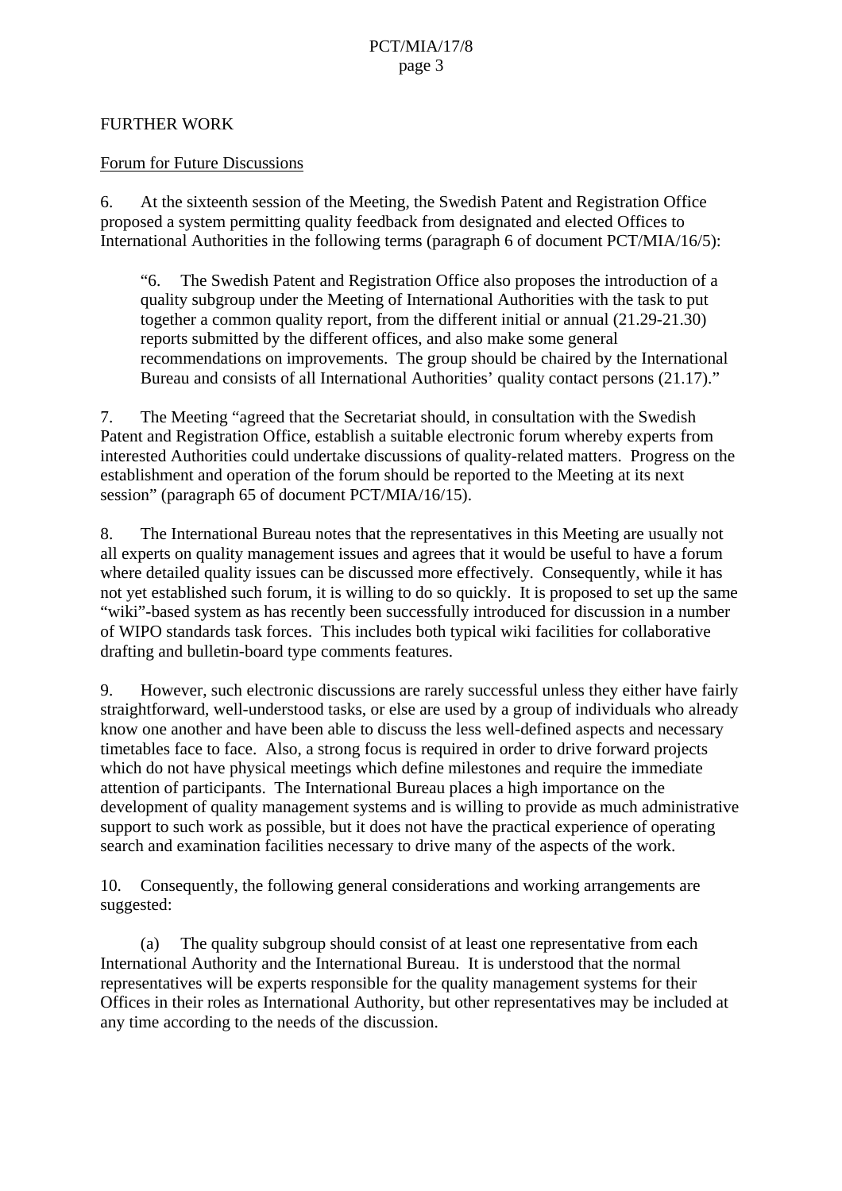FURTHER WORK

Forum for Future Discussions

6. At the sixteenth session of the Meeting, the Swedish Patent and Registration Office proposed a system permitting quality feedback from designated and elected Offices to International Authorities in the following terms (paragraph 6 of document PCT/MIA/16/5):

> "6. The Swedish Patent and Registration Office also proposes the introduction of a quality subgroup under the Meeting of International Authorities with the task to put together a common quality report, from the different initial or annual (21.29-21.30) reports submitted by the different offices, and also make some general recommendations on improvements. The group should be chaired by the International Bureau and consists of all International Authorities' quality contact persons (21.17)."

7. The Meeting "agreed that the Secretariat should, in consultation with the Swedish Patent and Registration Office, establish a suitable electronic forum whereby experts from interested Authorities could undertake discussions of quality-related matters. Progress on the establishment and operation of the forum should be reported to the Meeting at its next session" (paragraph 65 of document PCT/MIA/16/15).

8. The International Bureau notes that the representatives in this Meeting are usually not all experts on quality management issues and agrees that it would be useful to have a forum where detailed quality issues can be discussed more effectively. Consequently, while it has not yet established such forum, it is willing to do so quickly. It is proposed to set up the same "wiki"-based system as has recently been successfully introduced for discussion in a number of WIPO standards task forces. This includes both typical wiki facilities for collaborative drafting and bulletin-board type comments features.

9. However, such electronic discussions are rarely successful unless they either have fairly straightforward, well-understood tasks, or else are used by a group of individuals who already know one another and have been able to discuss the less well-defined aspects and necessary timetables face to face. Also, a strong focus is required in order to drive forward projects which do not have physical meetings which define milestones and require the immediate attention of participants. The International Bureau places a high importance on the development of quality management systems and is willing to provide as much administrative support to such work as possible, but it does not have the practical experience of operating search and examination facilities necessary to drive many of the aspects of the work.

10. Consequently, the following general considerations and working arrangements are suggested:

(a) The quality subgroup should consist of at least one representative from each International Authority and the International Bureau. It is understood that the normal representatives will be experts responsible for the quality management systems for their Offices in their roles as International Authority, but other representatives may be included at any time according to the needs of the discussion.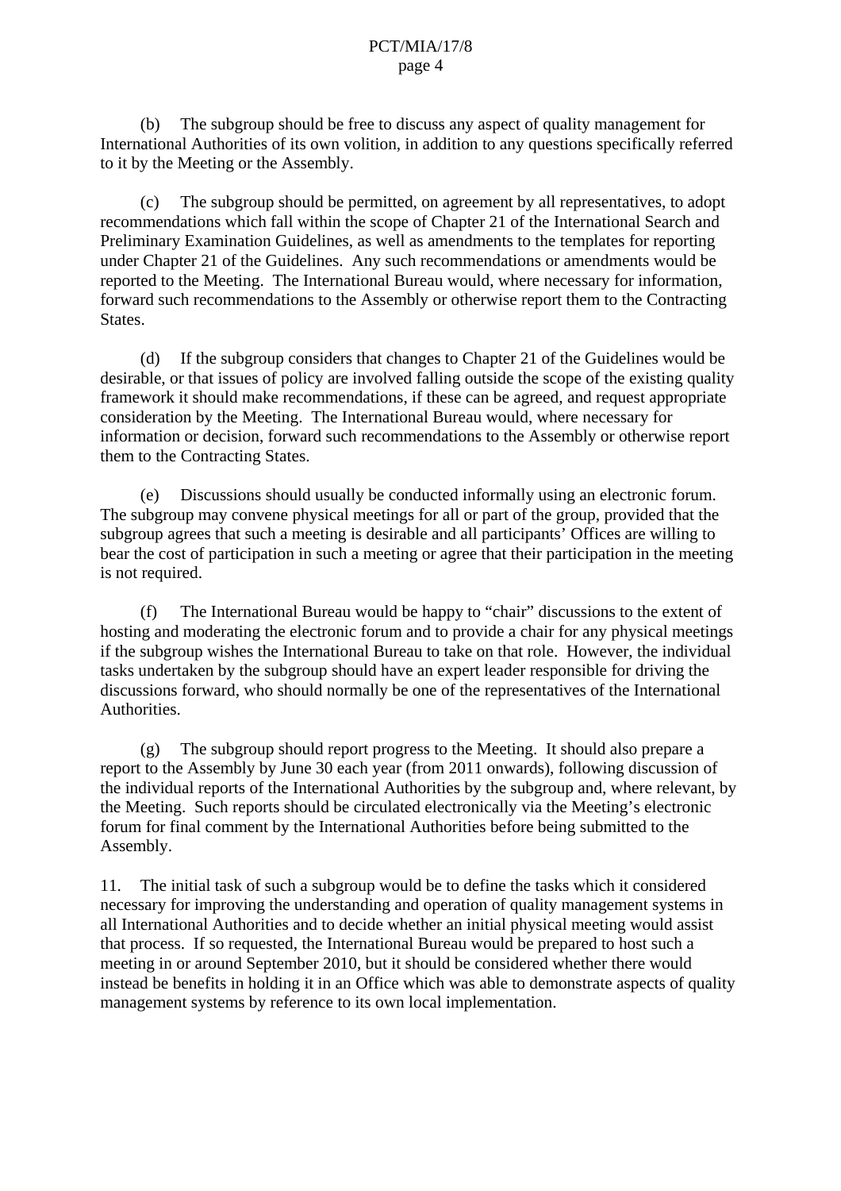(b) The subgroup should be free to discuss any aspect of quality management for International Authorities of its own volition, in addition to any questions specifically referred to it by the Meeting or the Assembly.

(c) The subgroup should be permitted, on agreement by all representatives, to adopt recommendations which fall within the scope of Chapter 21 of the International Search and Preliminary Examination Guidelines, as well as amendments to the templates for reporting under Chapter 21 of the Guidelines. Any such recommendations or amendments would be reported to the Meeting. The International Bureau would, where necessary for information, forward such recommendations to the Assembly or otherwise report them to the Contracting States.

(d) If the subgroup considers that changes to Chapter 21 of the Guidelines would be desirable, or that issues of policy are involved falling outside the scope of the existing quality framework it should make recommendations, if these can be agreed, and request appropriate consideration by the Meeting. The International Bureau would, where necessary for information or decision, forward such recommendations to the Assembly or otherwise report them to the Contracting States.

(e) Discussions should usually be conducted informally using an electronic forum. The subgroup may convene physical meetings for all or part of the group, provided that the subgroup agrees that such a meeting is desirable and all participants' Offices are willing to bear the cost of participation in such a meeting or agree that their participation in the meeting is not required.

(f) The International Bureau would be happy to "chair" discussions to the extent of hosting and moderating the electronic forum and to provide a chair for any physical meetings if the subgroup wishes the International Bureau to take on that role. However, the individual tasks undertaken by the subgroup should have an expert leader responsible for driving the discussions forward, who should normally be one of the representatives of the International Authorities.

(g) The subgroup should report progress to the Meeting. It should also prepare a report to the Assembly by June 30 each year (from 2011 onwards), following discussion of the individual reports of the International Authorities by the subgroup and, where relevant, by the Meeting. Such reports should be circulated electronically via the Meeting's electronic forum for final comment by the International Authorities before being submitted to the Assembly.

11. The initial task of such a subgroup would be to define the tasks which it considered necessary for improving the understanding and operation of quality management systems in all International Authorities and to decide whether an initial physical meeting would assist that process. If so requested, the International Bureau would be prepared to host such a meeting in or around September 2010, but it should be considered whether there would instead be benefits in holding it in an Office which was able to demonstrate aspects of quality management systems by reference to its own local implementation.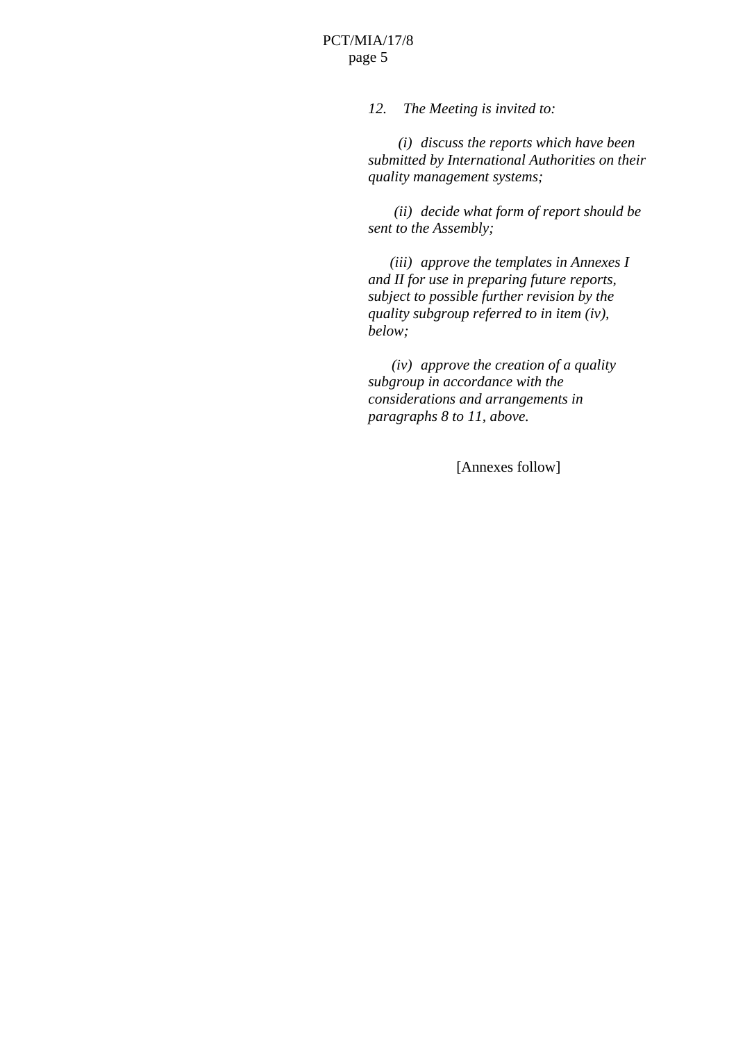*12. The Meeting is invited to:*

*(i) discuss the reports which have been submitted by International Authorities on their quality management systems;*

*(ii) decide what form of report should be sent to the Assembly;*

*(iii) approve the templates in Annexes I and II for use in preparing future reports, subject to possible further revision by the quality subgroup referred to in item (iv), below;*

*(iv) approve the creation of a quality subgroup in accordance with the considerations and arrangements in paragraphs 8 to 11, above.*

[Annexes follow]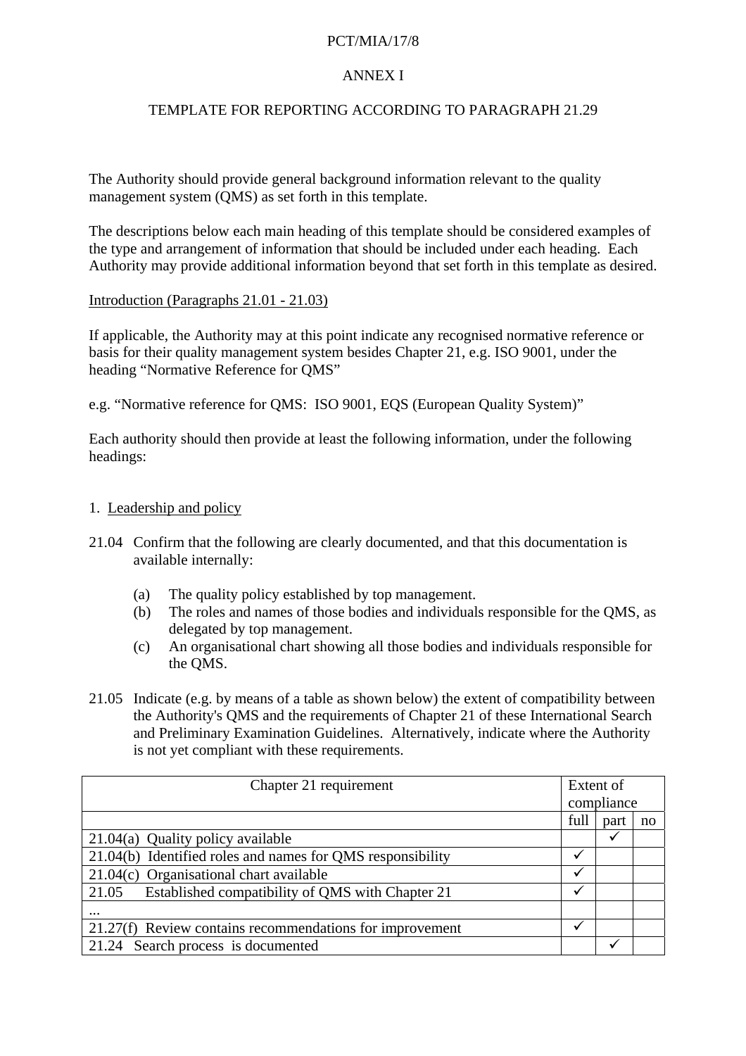PCT/MIA/17/8

ANNEX I

TEMPLATE FOR REPORTING ACCORDING TO PARAGRAPH 21.29

The Authority should provide general background information relevant to the quality management system (QMS) as set forth in this template.

The descriptions below each main heading of this template should be considered examples of the type and arrangement of information that should be included under each heading. Each Authority may provide additional information beyond that set forth in this template as desired.

Introduction (Paragraphs 21.01 - 21.03)

If applicable, the Authority may at this point indicate any recognised normative reference or basis for their quality management system besides Chapter 21, e.g. ISO 9001, under the heading "Normative Reference for QMS"

e.g. "Normative reference for QMS: ISO 9001, EQS (European Quality System)"

Each authority should then provide at least the following information, under the following headings:

1. Leadership and policy

21.04 Confirm that the following are clearly documented, and that this documentation is available internally:

- (a) The quality policy established by top management.
- (b) The roles and names of those bodies and individuals responsible for the QMS, as delegated by top management.
- (c) An organisational chart showing all those bodies and individuals responsible for the QMS.

21.05 Indicate (e.g. by means of a table as shown below) the extent of compatibility between the Authority's QMS and the requirements of Chapter 21 of these International Search and Preliminary Examination Guidelines. Alternatively, indicate where the Authority is not yet compliant with these requirements.

| Chapter 21 requirement | Extent of compliance | | |
|---|---|---|---|
| | full | part | no |
| 21.04(a) Quality policy available | | ✓ | |
| 21.04(b) Identified roles and names for QMS responsibility | ✓ | | |
| 21.04(c) Organisational chart available | ✓ | | |
| 21.05 Established compatibility of QMS with Chapter 21 | ✓ | | |
| ... | | | |
| 21.27(f) Review contains recommendations for improvement | ✓ | | |
| 21.24 Search process is documented | | ✓ | |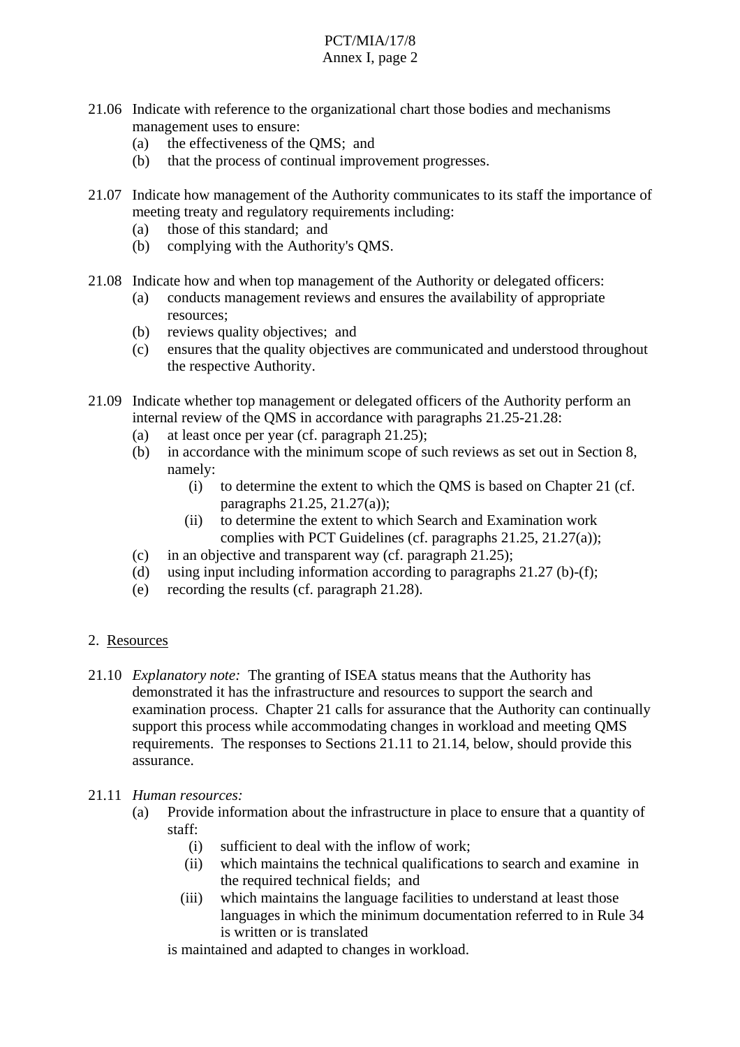21.06 Indicate with reference to the organizational chart those bodies and mechanisms management uses to ensure:
- (a) the effectiveness of the QMS; and
- (b) that the process of continual improvement progresses.

21.07 Indicate how management of the Authority communicates to its staff the importance of meeting treaty and regulatory requirements including:
- (a) those of this standard; and
- (b) complying with the Authority's QMS.

21.08 Indicate how and when top management of the Authority or delegated officers:
- (a) conducts management reviews and ensures the availability of appropriate resources;
- (b) reviews quality objectives; and
- (c) ensures that the quality objectives are communicated and understood throughout the respective Authority.

21.09 Indicate whether top management or delegated officers of the Authority perform an internal review of the QMS in accordance with paragraphs 21.25-21.28:
- (a) at least once per year (cf. paragraph 21.25);
- (b) in accordance with the minimum scope of such reviews as set out in Section 8, namely:
  - (i) to determine the extent to which the QMS is based on Chapter 21 (cf. paragraphs 21.25, 21.27(a));
  - (ii) to determine the extent to which Search and Examination work complies with PCT Guidelines (cf. paragraphs 21.25, 21.27(a));
- (c) in an objective and transparent way (cf. paragraph 21.25);
- (d) using input including information according to paragraphs 21.27 (b)-(f);
- (e) recording the results (cf. paragraph 21.28).

## 2. Resources

21.10 *Explanatory note:* The granting of ISEA status means that the Authority has demonstrated it has the infrastructure and resources to support the search and examination process. Chapter 21 calls for assurance that the Authority can continually support this process while accommodating changes in workload and meeting QMS requirements. The responses to Sections 21.11 to 21.14, below, should provide this assurance.

21.11 *Human resources:*
- (a) Provide information about the infrastructure in place to ensure that a quantity of staff:
  - (i) sufficient to deal with the inflow of work;
  - (ii) which maintains the technical qualifications to search and examine in the required technical fields; and
  - (iii) which maintains the language facilities to understand at least those languages in which the minimum documentation referred to in Rule 34 is written or is translated

  is maintained and adapted to changes in workload.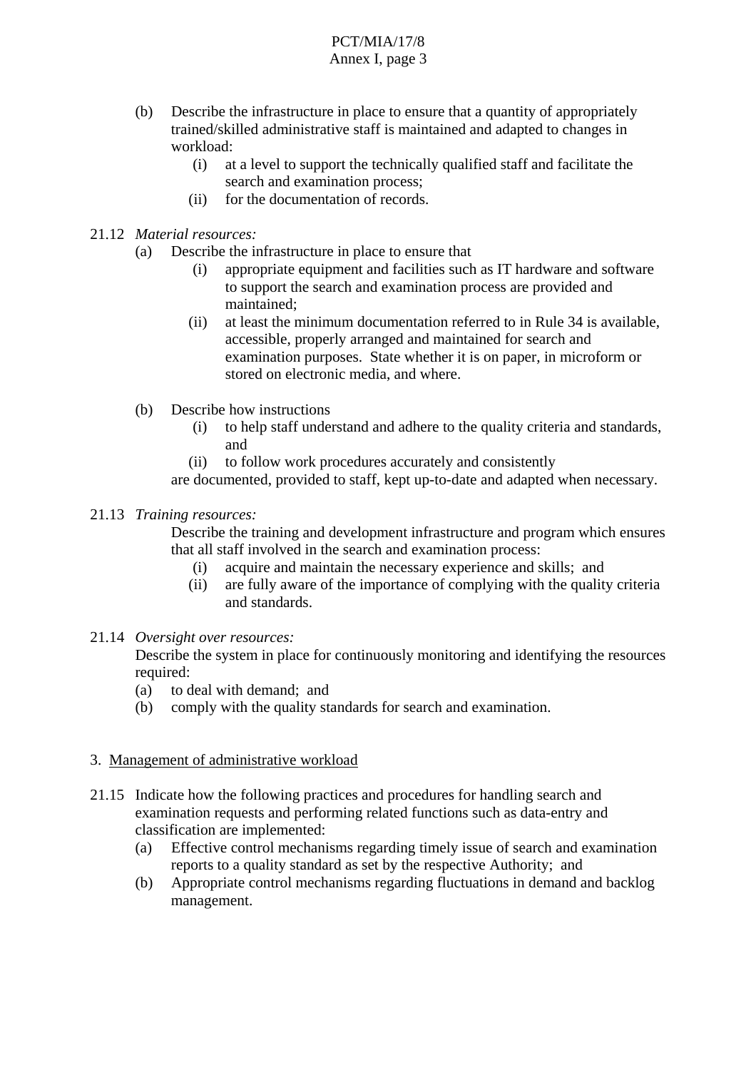(b) Describe the infrastructure in place to ensure that a quantity of appropriately trained/skilled administrative staff is maintained and adapted to changes in workload:
   - (i) at a level to support the technically qualified staff and facilitate the search and examination process;
   - (ii) for the documentation of records.

21.12 *Material resources:*

(a) Describe the infrastructure in place to ensure that
   - (i) appropriate equipment and facilities such as IT hardware and software to support the search and examination process are provided and maintained;
   - (ii) at least the minimum documentation referred to in Rule 34 is available, accessible, properly arranged and maintained for search and examination purposes. State whether it is on paper, in microform or stored on electronic media, and where.

(b) Describe how instructions
   - (i) to help staff understand and adhere to the quality criteria and standards, and
   - (ii) to follow work procedures accurately and consistently

   are documented, provided to staff, kept up-to-date and adapted when necessary.

21.13 *Training resources:*

Describe the training and development infrastructure and program which ensures that all staff involved in the search and examination process:
   - (i) acquire and maintain the necessary experience and skills; and
   - (ii) are fully aware of the importance of complying with the quality criteria and standards.

21.14 *Oversight over resources:*

Describe the system in place for continuously monitoring and identifying the resources required:
   - (a) to deal with demand; and
   - (b) comply with the quality standards for search and examination.

3. <u>Management of administrative workload</u>

21.15 Indicate how the following practices and procedures for handling search and examination requests and performing related functions such as data-entry and classification are implemented:
   - (a) Effective control mechanisms regarding timely issue of search and examination reports to a quality standard as set by the respective Authority; and
   - (b) Appropriate control mechanisms regarding fluctuations in demand and backlog management.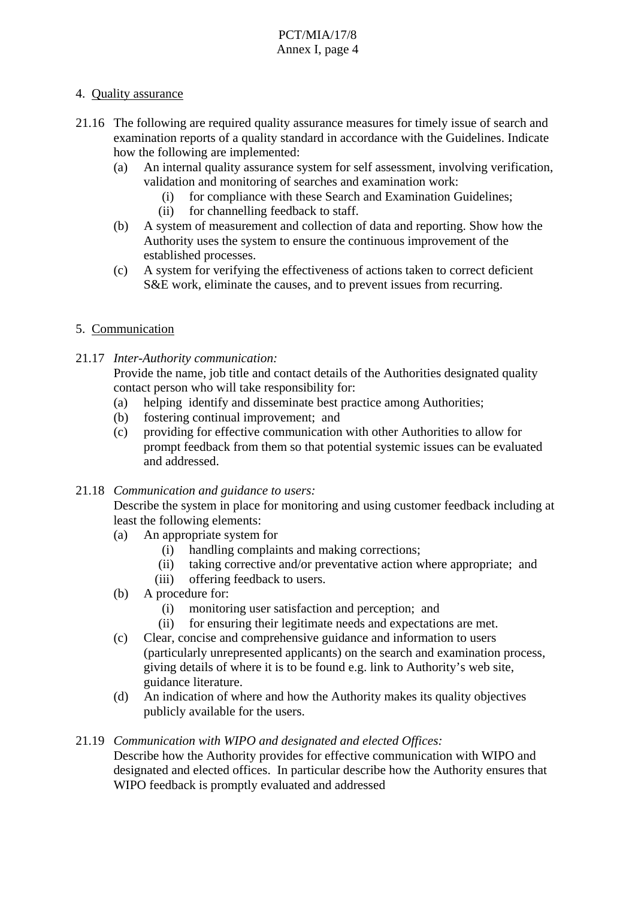4. Quality assurance

21.16 The following are required quality assurance measures for timely issue of search and examination reports of a quality standard in accordance with the Guidelines. Indicate how the following are implemented:

- (a) An internal quality assurance system for self assessment, involving verification, validation and monitoring of searches and examination work:
  - (i) for compliance with these Search and Examination Guidelines;
  - (ii) for channelling feedback to staff.
- (b) A system of measurement and collection of data and reporting. Show how the Authority uses the system to ensure the continuous improvement of the established processes.
- (c) A system for verifying the effectiveness of actions taken to correct deficient S&E work, eliminate the causes, and to prevent issues from recurring.

5. Communication

21.17 *Inter-Authority communication:*

Provide the name, job title and contact details of the Authorities designated quality contact person who will take responsibility for:

- (a) helping identify and disseminate best practice among Authorities;
- (b) fostering continual improvement; and
- (c) providing for effective communication with other Authorities to allow for prompt feedback from them so that potential systemic issues can be evaluated and addressed.

21.18 *Communication and guidance to users:*

Describe the system in place for monitoring and using customer feedback including at least the following elements:

- (a) An appropriate system for
  - (i) handling complaints and making corrections;
  - (ii) taking corrective and/or preventative action where appropriate; and
  - (iii) offering feedback to users.
- (b) A procedure for:
  - (i) monitoring user satisfaction and perception; and
  - (ii) for ensuring their legitimate needs and expectations are met.
- (c) Clear, concise and comprehensive guidance and information to users (particularly unrepresented applicants) on the search and examination process, giving details of where it is to be found e.g. link to Authority's web site, guidance literature.
- (d) An indication of where and how the Authority makes its quality objectives publicly available for the users.

21.19 *Communication with WIPO and designated and elected Offices:*

Describe how the Authority provides for effective communication with WIPO and designated and elected offices. In particular describe how the Authority ensures that WIPO feedback is promptly evaluated and addressed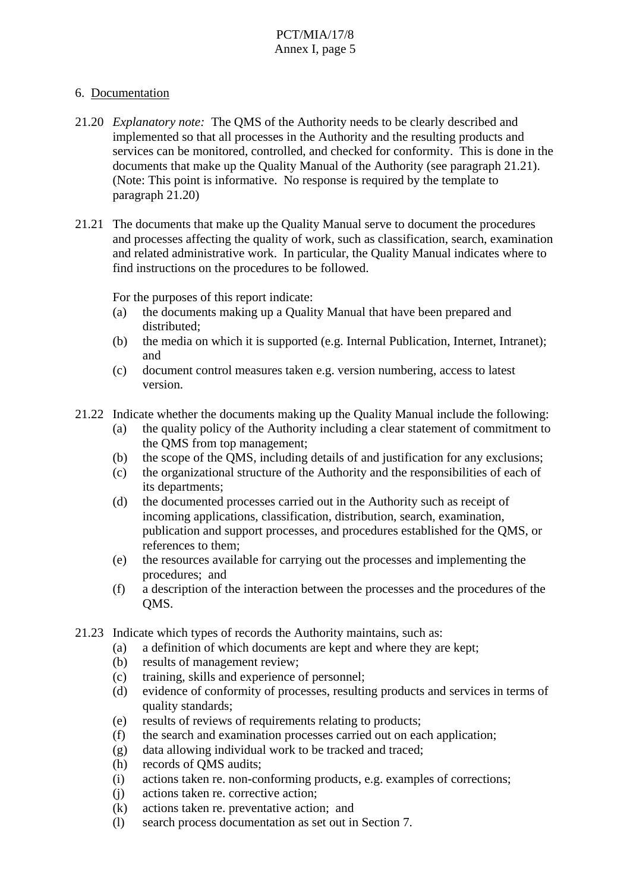6. Documentation

21.20 *Explanatory note:* The QMS of the Authority needs to be clearly described and implemented so that all processes in the Authority and the resulting products and services can be monitored, controlled, and checked for conformity. This is done in the documents that make up the Quality Manual of the Authority (see paragraph 21.21). (Note: This point is informative. No response is required by the template to paragraph 21.20)

21.21 The documents that make up the Quality Manual serve to document the procedures and processes affecting the quality of work, such as classification, search, examination and related administrative work. In particular, the Quality Manual indicates where to find instructions on the procedures to be followed.

For the purposes of this report indicate:

- (a) the documents making up a Quality Manual that have been prepared and distributed;
- (b) the media on which it is supported (e.g. Internal Publication, Internet, Intranet); and
- (c) document control measures taken e.g. version numbering, access to latest version.

21.22 Indicate whether the documents making up the Quality Manual include the following:

- (a) the quality policy of the Authority including a clear statement of commitment to the QMS from top management;
- (b) the scope of the QMS, including details of and justification for any exclusions;
- (c) the organizational structure of the Authority and the responsibilities of each of its departments;
- (d) the documented processes carried out in the Authority such as receipt of incoming applications, classification, distribution, search, examination, publication and support processes, and procedures established for the QMS, or references to them;
- (e) the resources available for carrying out the processes and implementing the procedures; and
- (f) a description of the interaction between the processes and the procedures of the QMS.

21.23 Indicate which types of records the Authority maintains, such as:

- (a) a definition of which documents are kept and where they are kept;
- (b) results of management review;
- (c) training, skills and experience of personnel;
- (d) evidence of conformity of processes, resulting products and services in terms of quality standards;
- (e) results of reviews of requirements relating to products;
- (f) the search and examination processes carried out on each application;
- (g) data allowing individual work to be tracked and traced;
- (h) records of QMS audits;
- (i) actions taken re. non-conforming products, e.g. examples of corrections;
- (j) actions taken re. corrective action;
- (k) actions taken re. preventative action; and
- (l) search process documentation as set out in Section 7.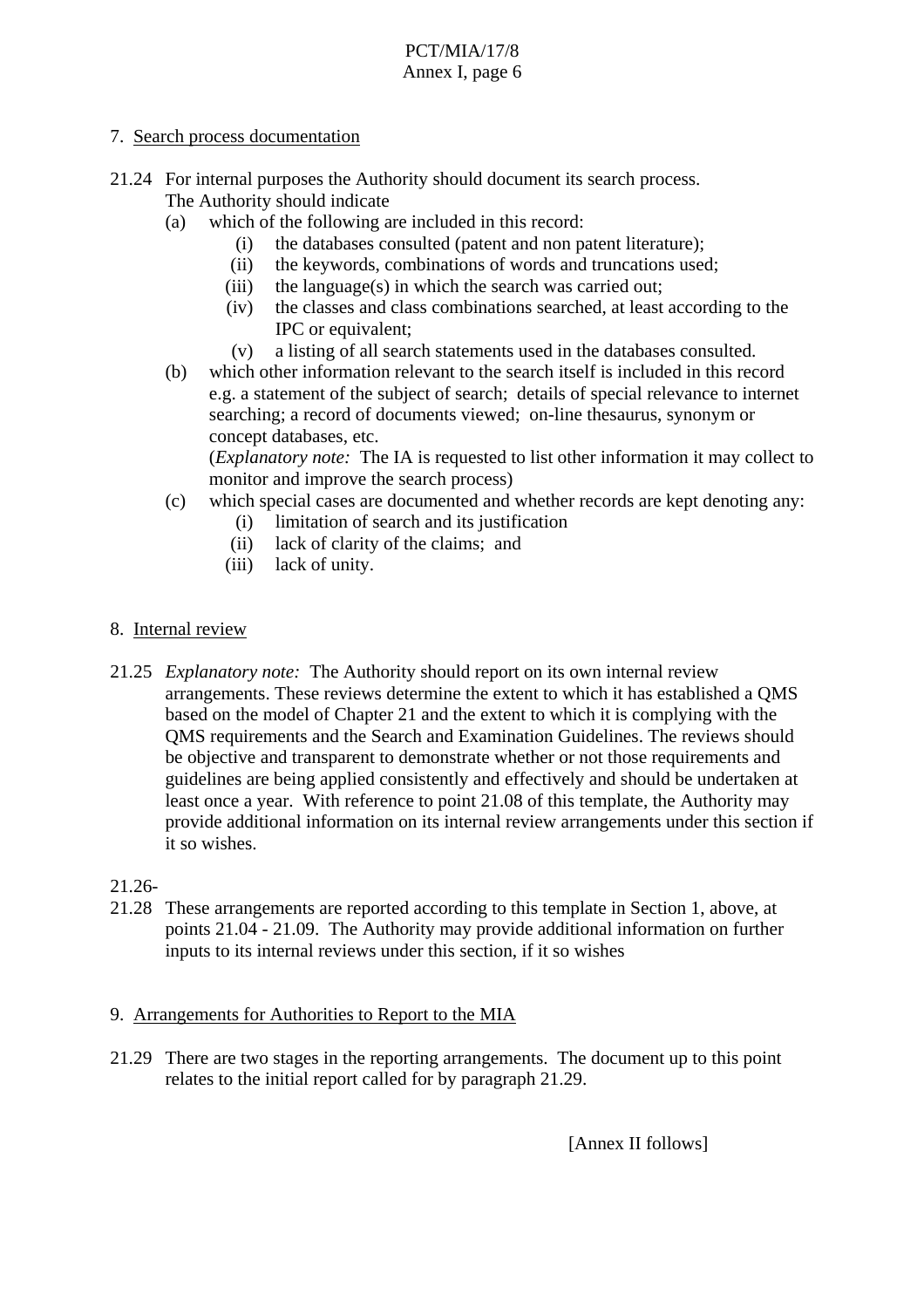7. Search process documentation

21.24 For internal purposes the Authority should document its search process. The Authority should indicate

- (a) which of the following are included in this record:
  - (i) the databases consulted (patent and non patent literature);
  - (ii) the keywords, combinations of words and truncations used;
  - (iii) the language(s) in which the search was carried out;
  - (iv) the classes and class combinations searched, at least according to the IPC or equivalent;
  - (v) a listing of all search statements used in the databases consulted.
- (b) which other information relevant to the search itself is included in this record e.g. a statement of the subject of search; details of special relevance to internet searching; a record of documents viewed; on-line thesaurus, synonym or concept databases, etc.

  (*Explanatory note:* The IA is requested to list other information it may collect to monitor and improve the search process)
- (c) which special cases are documented and whether records are kept denoting any:
  - (i) limitation of search and its justification
  - (ii) lack of clarity of the claims; and
  - (iii) lack of unity.

8. Internal review

21.25 *Explanatory note:* The Authority should report on its own internal review arrangements. These reviews determine the extent to which it has established a QMS based on the model of Chapter 21 and the extent to which it is complying with the QMS requirements and the Search and Examination Guidelines. The reviews should be objective and transparent to demonstrate whether or not those requirements and guidelines are being applied consistently and effectively and should be undertaken at least once a year. With reference to point 21.08 of this template, the Authority may provide additional information on its internal review arrangements under this section if it so wishes.

21.26-
21.28 These arrangements are reported according to this template in Section 1, above, at points 21.04 - 21.09. The Authority may provide additional information on further inputs to its internal reviews under this section, if it so wishes

9. Arrangements for Authorities to Report to the MIA

21.29 There are two stages in the reporting arrangements. The document up to this point relates to the initial report called for by paragraph 21.29.

[Annex II follows]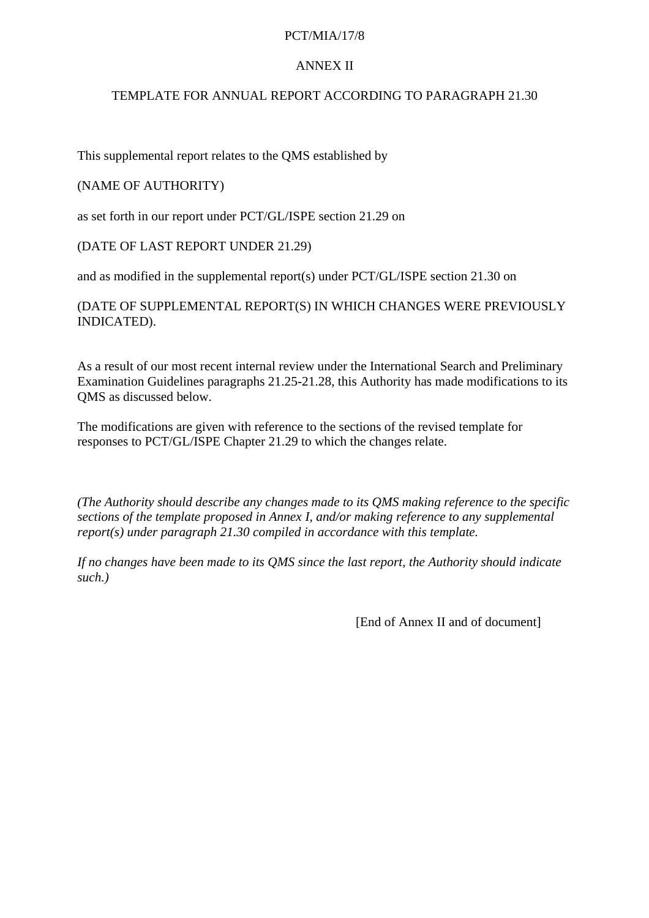ANNEX II

# TEMPLATE FOR ANNUAL REPORT ACCORDING TO PARAGRAPH 21.30

This supplemental report relates to the QMS established by

(NAME OF AUTHORITY)

as set forth in our report under PCT/GL/ISPE section 21.29 on

(DATE OF LAST REPORT UNDER 21.29)

and as modified in the supplemental report(s) under PCT/GL/ISPE section 21.30 on

(DATE OF SUPPLEMENTAL REPORT(S) IN WHICH CHANGES WERE PREVIOUSLY INDICATED).

As a result of our most recent internal review under the International Search and Preliminary Examination Guidelines paragraphs 21.25-21.28, this Authority has made modifications to its QMS as discussed below.

The modifications are given with reference to the sections of the revised template for responses to PCT/GL/ISPE Chapter 21.29 to which the changes relate.

*(The Authority should describe any changes made to its QMS making reference to the specific sections of the template proposed in Annex I, and/or making reference to any supplemental report(s) under paragraph 21.30 compiled in accordance with this template.*

*If no changes have been made to its QMS since the last report, the Authority should indicate such.)*

[End of Annex II and of document]